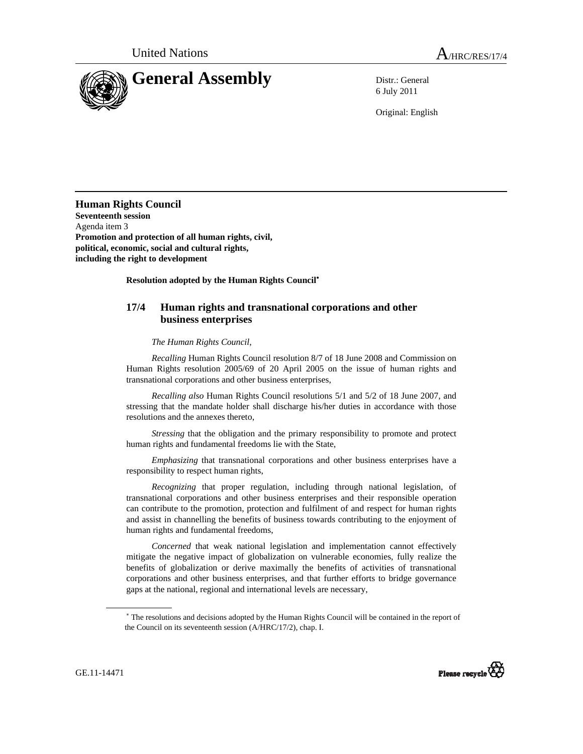United Nations

A/HRC/RES/17/4

# General Assembly

Distr.: General
6 July 2011

Original: English

## Human Rights Council

**Seventeenth session**
Agenda item 3
**Promotion and protection of all human rights, civil, political, economic, social and cultural rights, including the right to development**

**Resolution adopted by the Human Rights Council**[*]

### 17/4 Human rights and transnational corporations and other business enterprises

*The Human Rights Council*,

*Recalling* Human Rights Council resolution 8/7 of 18 June 2008 and Commission on Human Rights resolution 2005/69 of 20 April 2005 on the issue of human rights and transnational corporations and other business enterprises,

*Recalling also* Human Rights Council resolutions 5/1 and 5/2 of 18 June 2007, and stressing that the mandate holder shall discharge his/her duties in accordance with those resolutions and the annexes thereto,

*Stressing* that the obligation and the primary responsibility to promote and protect human rights and fundamental freedoms lie with the State,

*Emphasizing* that transnational corporations and other business enterprises have a responsibility to respect human rights,

*Recognizing* that proper regulation, including through national legislation, of transnational corporations and other business enterprises and their responsible operation can contribute to the promotion, protection and fulfilment of and respect for human rights and assist in channelling the benefits of business towards contributing to the enjoyment of human rights and fundamental freedoms,

*Concerned* that weak national legislation and implementation cannot effectively mitigate the negative impact of globalization on vulnerable economies, fully realize the benefits of globalization or derive maximally the benefits of activities of transnational corporations and other business enterprises, and that further efforts to bridge governance gaps at the national, regional and international levels are necessary,

[*] The resolutions and decisions adopted by the Human Rights Council will be contained in the report of the Council on its seventeenth session (A/HRC/17/2), chap. I.

GE.11-14471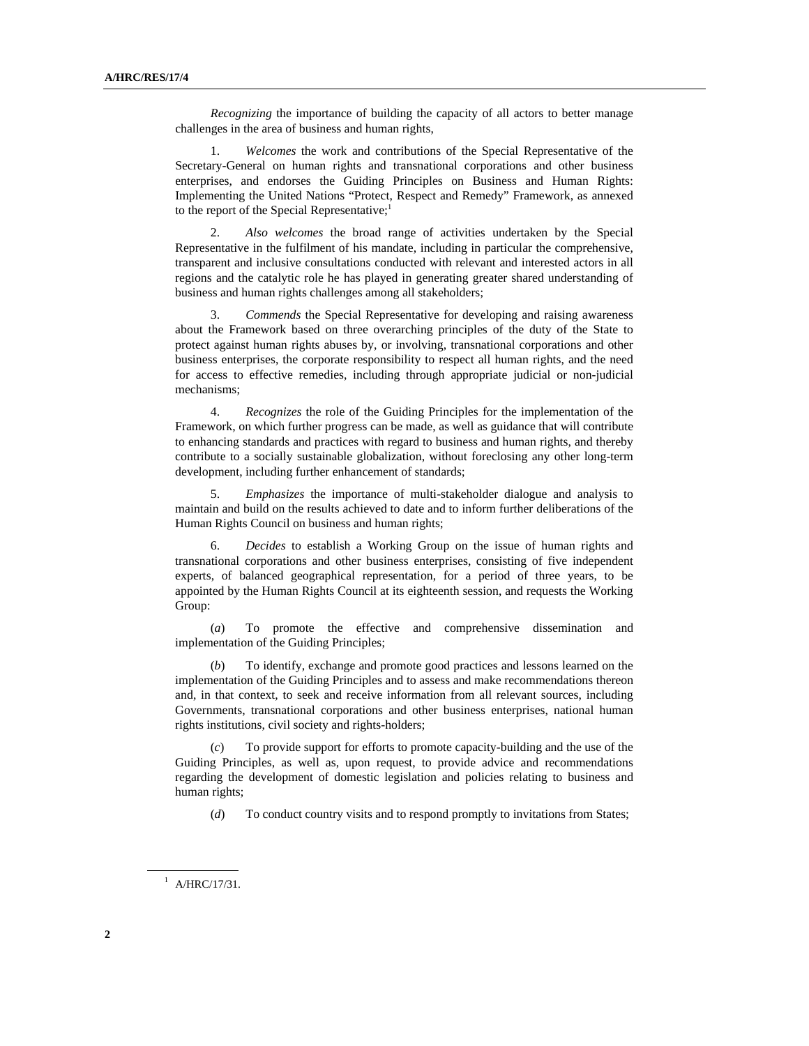*Recognizing* the importance of building the capacity of all actors to better manage challenges in the area of business and human rights,

1. *Welcomes* the work and contributions of the Special Representative of the Secretary-General on human rights and transnational corporations and other business enterprises, and endorses the Guiding Principles on Business and Human Rights: Implementing the United Nations "Protect, Respect and Remedy" Framework, as annexed to the report of the Special Representative;[1]

2. *Also welcomes* the broad range of activities undertaken by the Special Representative in the fulfilment of his mandate, including in particular the comprehensive, transparent and inclusive consultations conducted with relevant and interested actors in all regions and the catalytic role he has played in generating greater shared understanding of business and human rights challenges among all stakeholders;

3. *Commends* the Special Representative for developing and raising awareness about the Framework based on three overarching principles of the duty of the State to protect against human rights abuses by, or involving, transnational corporations and other business enterprises, the corporate responsibility to respect all human rights, and the need for access to effective remedies, including through appropriate judicial or non-judicial mechanisms;

4. *Recognizes* the role of the Guiding Principles for the implementation of the Framework, on which further progress can be made, as well as guidance that will contribute to enhancing standards and practices with regard to business and human rights, and thereby contribute to a socially sustainable globalization, without foreclosing any other long-term development, including further enhancement of standards;

5. *Emphasizes* the importance of multi-stakeholder dialogue and analysis to maintain and build on the results achieved to date and to inform further deliberations of the Human Rights Council on business and human rights;

6. *Decides* to establish a Working Group on the issue of human rights and transnational corporations and other business enterprises, consisting of five independent experts, of balanced geographical representation, for a period of three years, to be appointed by the Human Rights Council at its eighteenth session, and requests the Working Group:

(*a*) To promote the effective and comprehensive dissemination and implementation of the Guiding Principles;

(*b*) To identify, exchange and promote good practices and lessons learned on the implementation of the Guiding Principles and to assess and make recommendations thereon and, in that context, to seek and receive information from all relevant sources, including Governments, transnational corporations and other business enterprises, national human rights institutions, civil society and rights-holders;

(*c*) To provide support for efforts to promote capacity-building and the use of the Guiding Principles, as well as, upon request, to provide advice and recommendations regarding the development of domestic legislation and policies relating to business and human rights;

(*d*) To conduct country visits and to respond promptly to invitations from States;

[1] A/HRC/17/31.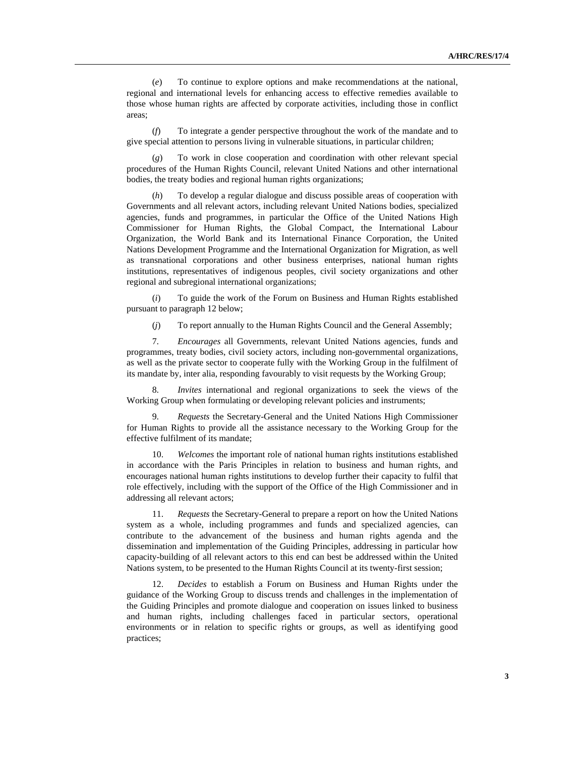(*e*) To continue to explore options and make recommendations at the national, regional and international levels for enhancing access to effective remedies available to those whose human rights are affected by corporate activities, including those in conflict areas;

(*f*) To integrate a gender perspective throughout the work of the mandate and to give special attention to persons living in vulnerable situations, in particular children;

(*g*) To work in close cooperation and coordination with other relevant special procedures of the Human Rights Council, relevant United Nations and other international bodies, the treaty bodies and regional human rights organizations;

(*h*) To develop a regular dialogue and discuss possible areas of cooperation with Governments and all relevant actors, including relevant United Nations bodies, specialized agencies, funds and programmes, in particular the Office of the United Nations High Commissioner for Human Rights, the Global Compact, the International Labour Organization, the World Bank and its International Finance Corporation, the United Nations Development Programme and the International Organization for Migration, as well as transnational corporations and other business enterprises, national human rights institutions, representatives of indigenous peoples, civil society organizations and other regional and subregional international organizations;

(*i*) To guide the work of the Forum on Business and Human Rights established pursuant to paragraph 12 below;

(*j*) To report annually to the Human Rights Council and the General Assembly;

7. *Encourages* all Governments, relevant United Nations agencies, funds and programmes, treaty bodies, civil society actors, including non-governmental organizations, as well as the private sector to cooperate fully with the Working Group in the fulfilment of its mandate by, inter alia, responding favourably to visit requests by the Working Group;

8. *Invites* international and regional organizations to seek the views of the Working Group when formulating or developing relevant policies and instruments;

9. *Requests* the Secretary-General and the United Nations High Commissioner for Human Rights to provide all the assistance necessary to the Working Group for the effective fulfilment of its mandate;

10. *Welcomes* the important role of national human rights institutions established in accordance with the Paris Principles in relation to business and human rights, and encourages national human rights institutions to develop further their capacity to fulfil that role effectively, including with the support of the Office of the High Commissioner and in addressing all relevant actors;

11. *Requests* the Secretary-General to prepare a report on how the United Nations system as a whole, including programmes and funds and specialized agencies, can contribute to the advancement of the business and human rights agenda and the dissemination and implementation of the Guiding Principles, addressing in particular how capacity-building of all relevant actors to this end can best be addressed within the United Nations system, to be presented to the Human Rights Council at its twenty-first session;

12. *Decides* to establish a Forum on Business and Human Rights under the guidance of the Working Group to discuss trends and challenges in the implementation of the Guiding Principles and promote dialogue and cooperation on issues linked to business and human rights, including challenges faced in particular sectors, operational environments or in relation to specific rights or groups, as well as identifying good practices;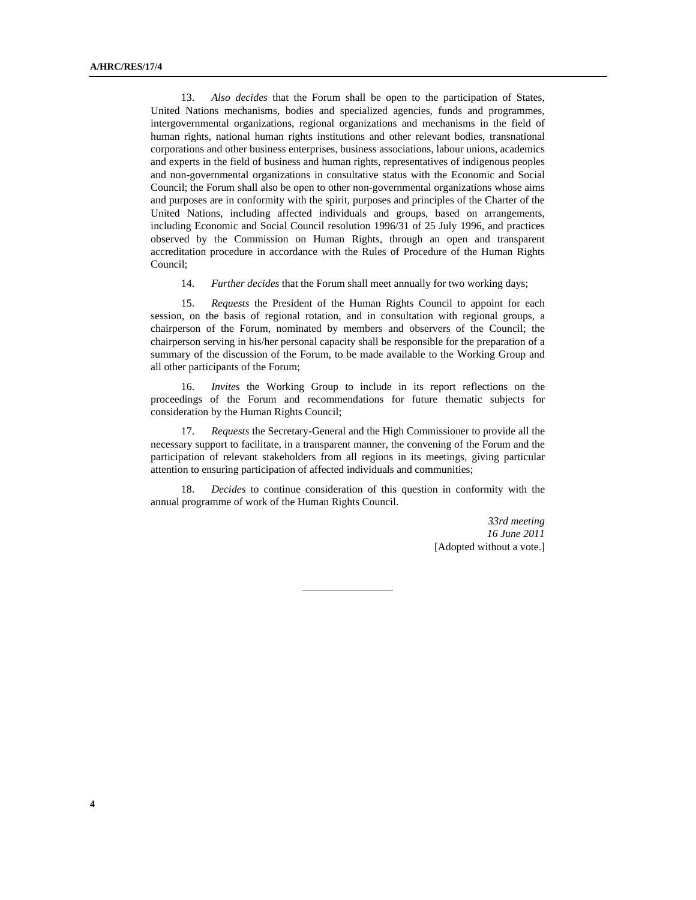13. *Also decides* that the Forum shall be open to the participation of States, United Nations mechanisms, bodies and specialized agencies, funds and programmes, intergovernmental organizations, regional organizations and mechanisms in the field of human rights, national human rights institutions and other relevant bodies, transnational corporations and other business enterprises, business associations, labour unions, academics and experts in the field of business and human rights, representatives of indigenous peoples and non-governmental organizations in consultative status with the Economic and Social Council; the Forum shall also be open to other non-governmental organizations whose aims and purposes are in conformity with the spirit, purposes and principles of the Charter of the United Nations, including affected individuals and groups, based on arrangements, including Economic and Social Council resolution 1996/31 of 25 July 1996, and practices observed by the Commission on Human Rights, through an open and transparent accreditation procedure in accordance with the Rules of Procedure of the Human Rights Council;

14. *Further decides* that the Forum shall meet annually for two working days;

15. *Requests* the President of the Human Rights Council to appoint for each session, on the basis of regional rotation, and in consultation with regional groups, a chairperson of the Forum, nominated by members and observers of the Council; the chairperson serving in his/her personal capacity shall be responsible for the preparation of a summary of the discussion of the Forum, to be made available to the Working Group and all other participants of the Forum;

16. *Invites* the Working Group to include in its report reflections on the proceedings of the Forum and recommendations for future thematic subjects for consideration by the Human Rights Council;

17. *Requests* the Secretary-General and the High Commissioner to provide all the necessary support to facilitate, in a transparent manner, the convening of the Forum and the participation of relevant stakeholders from all regions in its meetings, giving particular attention to ensuring participation of affected individuals and communities;

18. *Decides* to continue consideration of this question in conformity with the annual programme of work of the Human Rights Council.

*33rd meeting*
*16 June 2011*
[Adopted without a vote.]